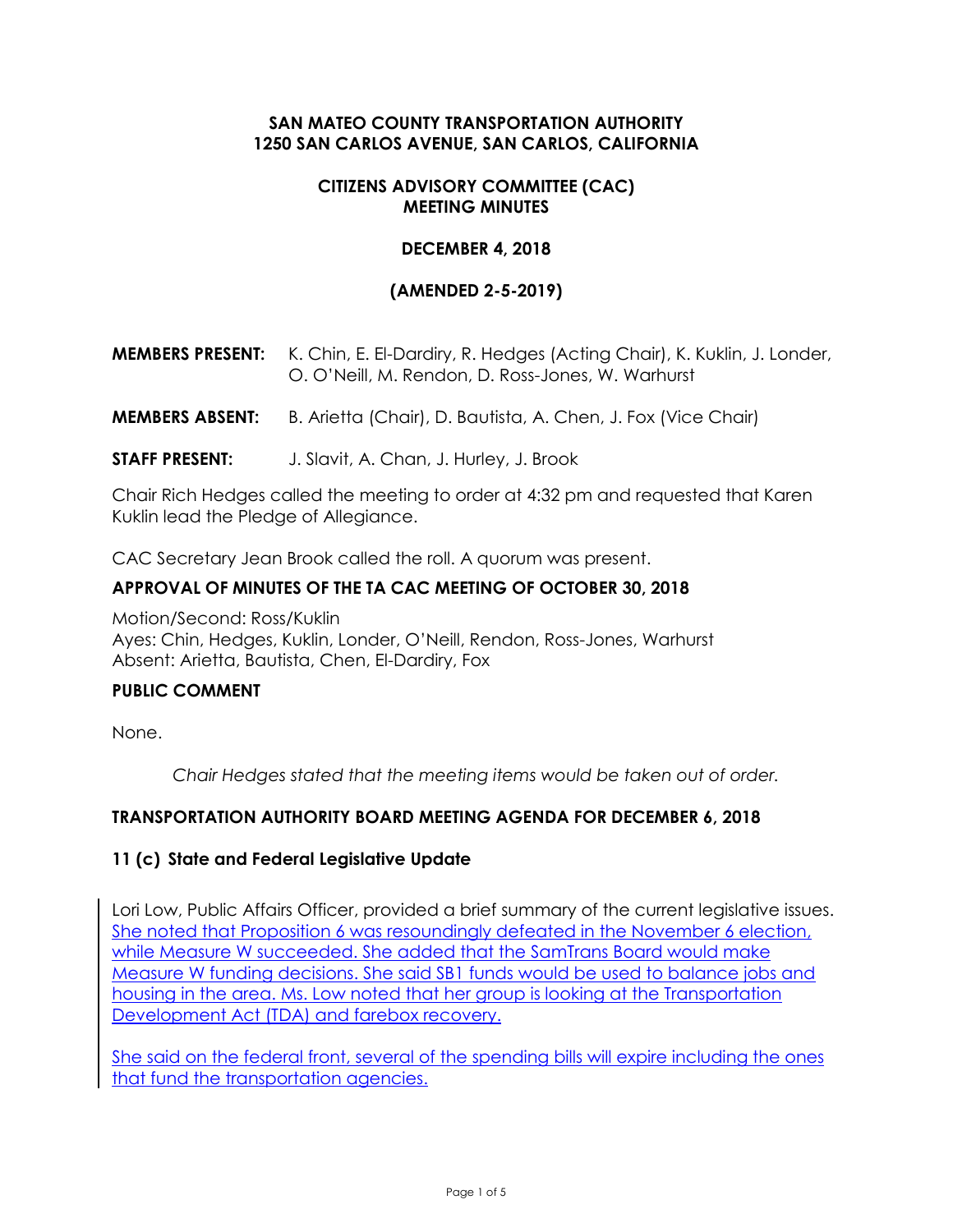**SAN MATEO COUNTY TRANSPORTATION AUTHORITY**
**1250 SAN CARLOS AVENUE, SAN CARLOS, CALIFORNIA**

**CITIZENS ADVISORY COMMITTEE (CAC)**
**MEETING MINUTES**

**DECEMBER 4, 2018**

**(AMENDED 2-5-2019)**

**MEMBERS PRESENT:** K. Chin, E. El-Dardiry, R. Hedges (Acting Chair), K. Kuklin, J. Londer, O. O'Neill, M. Rendon, D. Ross-Jones, W. Warhurst

**MEMBERS ABSENT:** B. Arietta (Chair), D. Bautista, A. Chen, J. Fox (Vice Chair)

**STAFF PRESENT:** J. Slavit, A. Chan, J. Hurley, J. Brook

Chair Rich Hedges called the meeting to order at 4:32 pm and requested that Karen Kuklin lead the Pledge of Allegiance.

CAC Secretary Jean Brook called the roll. A quorum was present.

### APPROVAL OF MINUTES OF THE TA CAC MEETING OF OCTOBER 30, 2018

Motion/Second: Ross/Kuklin
Ayes: Chin, Hedges, Kuklin, Londer, O'Neill, Rendon, Ross-Jones, Warhurst
Absent: Arietta, Bautista, Chen, El-Dardiry, Fox

### PUBLIC COMMENT

None.

*Chair Hedges stated that the meeting items would be taken out of order.*

### TRANSPORTATION AUTHORITY BOARD MEETING AGENDA FOR DECEMBER 6, 2018

### 11 (c) State and Federal Legislative Update

Lori Low, Public Affairs Officer, provided a brief summary of the current legislative issues. She noted that Proposition 6 was resoundingly defeated in the November 6 election, while Measure W succeeded. She added that the SamTrans Board would make Measure W funding decisions. She said SB1 funds would be used to balance jobs and housing in the area. Ms. Low noted that her group is looking at the Transportation Development Act (TDA) and farebox recovery.

She said on the federal front, several of the spending bills will expire including the ones that fund the transportation agencies.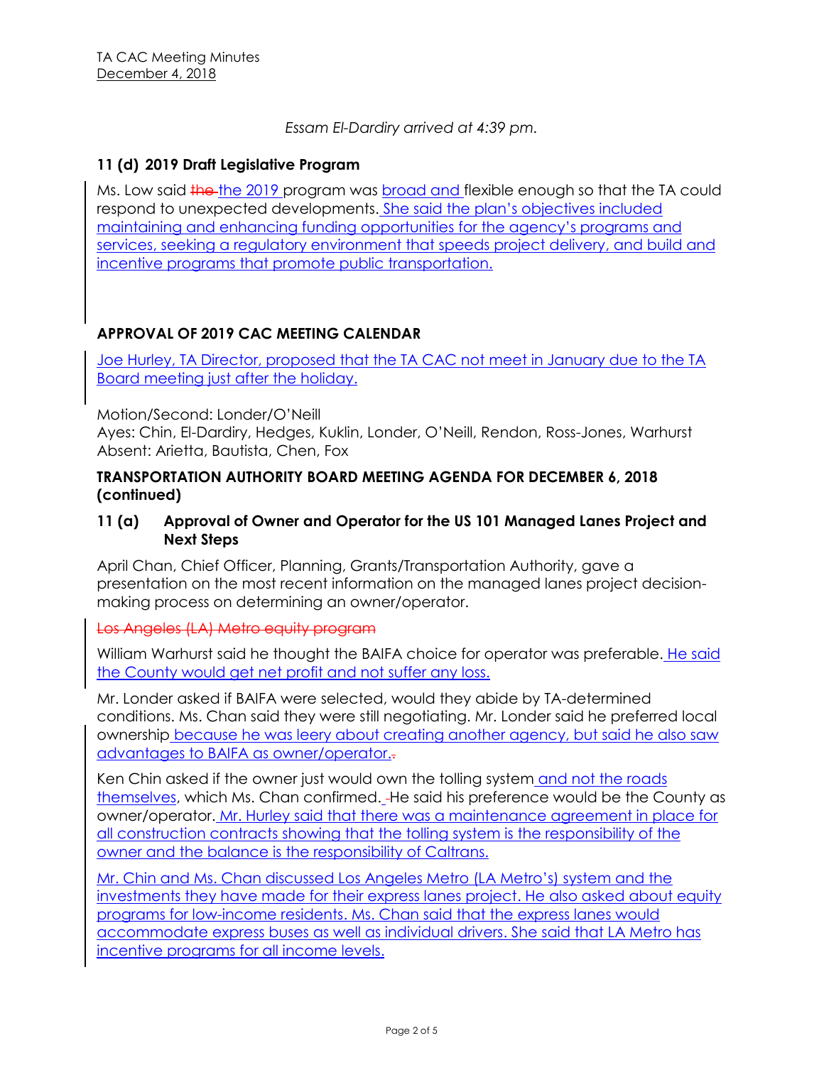*Essam El-Dardiry arrived at 4:39 pm.*

### 11 (d) 2019 Draft Legislative Program

Ms. Low said the the 2019 program was broad and flexible enough so that the TA could respond to unexpected developments. She said the plan's objectives included maintaining and enhancing funding opportunities for the agency's programs and services, seeking a regulatory environment that speeds project delivery, and build and incentive programs that promote public transportation.

### APPROVAL OF 2019 CAC MEETING CALENDAR

Joe Hurley, TA Director, proposed that the TA CAC not meet in January due to the TA Board meeting just after the holiday.

Motion/Second: Londer/O'Neill
Ayes: Chin, El-Dardiry, Hedges, Kuklin, Londer, O'Neill, Rendon, Ross-Jones, Warhurst
Absent: Arietta, Bautista, Chen, Fox

### TRANSPORTATION AUTHORITY BOARD MEETING AGENDA FOR DECEMBER 6, 2018 (continued)

### 11 (a) Approval of Owner and Operator for the US 101 Managed Lanes Project and Next Steps

April Chan, Chief Officer, Planning, Grants/Transportation Authority, gave a presentation on the most recent information on the managed lanes project decision-making process on determining an owner/operator.

Los Angeles (LA) Metro equity program

William Warhurst said he thought the BAIFA choice for operator was preferable. He said the County would get net profit and not suffer any loss.

Mr. Londer asked if BAIFA were selected, would they abide by TA-determined conditions. Ms. Chan said they were still negotiating. Mr. Londer said he preferred local ownership because he was leery about creating another agency, but said he also saw advantages to BAIFA as owner/operator.

Ken Chin asked if the owner just would own the tolling system and not the roads themselves, which Ms. Chan confirmed. He said his preference would be the County as owner/operator. Mr. Hurley said that there was a maintenance agreement in place for all construction contracts showing that the tolling system is the responsibility of the owner and the balance is the responsibility of Caltrans.

Mr. Chin and Ms. Chan discussed Los Angeles Metro (LA Metro's) system and the investments they have made for their express lanes project. He also asked about equity programs for low-income residents. Ms. Chan said that the express lanes would accommodate express buses as well as individual drivers. She said that LA Metro has incentive programs for all income levels.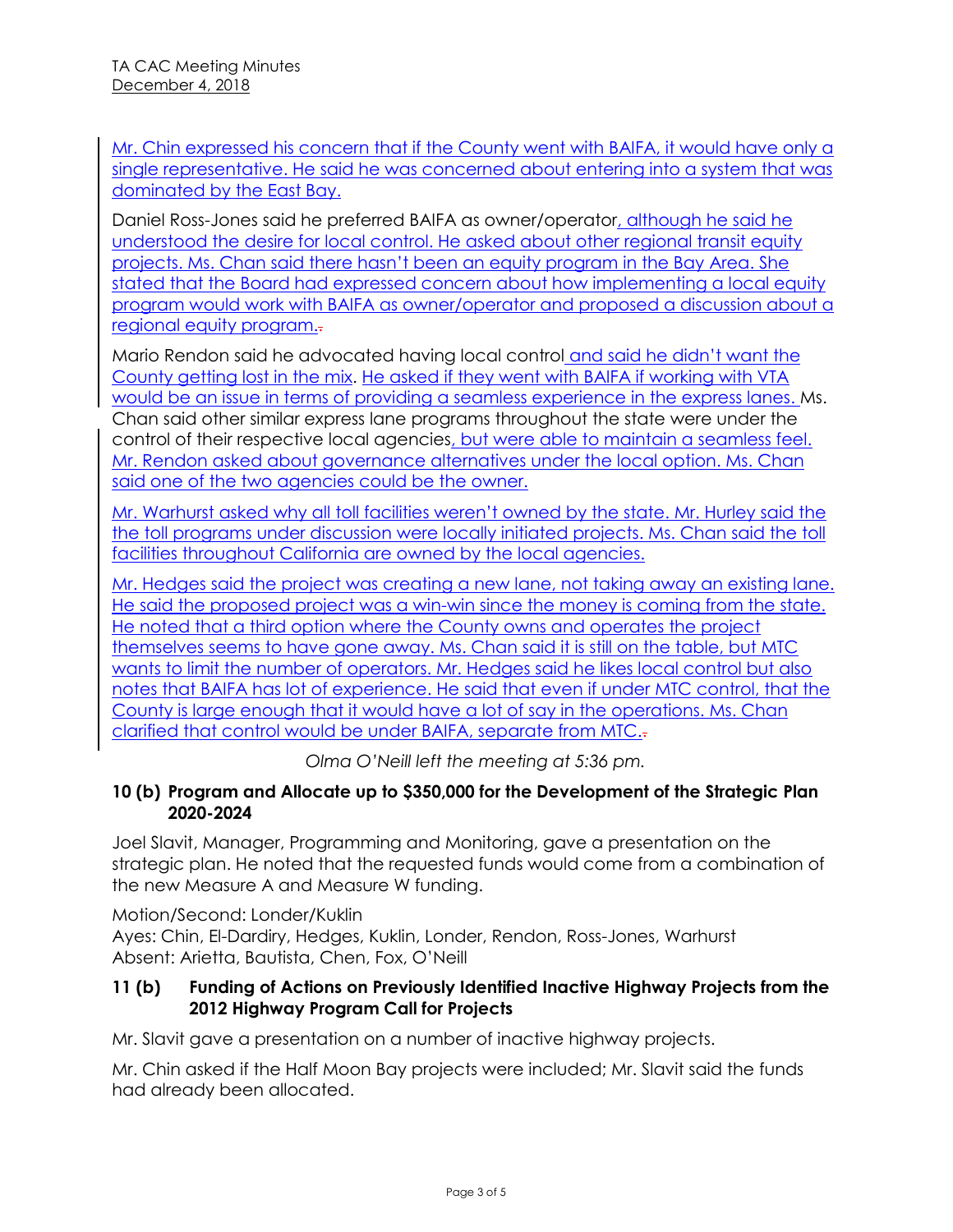Mr. Chin expressed his concern that if the County went with BAIFA, it would have only a single representative. He said he was concerned about entering into a system that was dominated by the East Bay.

Daniel Ross-Jones said he preferred BAIFA as owner/operator, although he said he understood the desire for local control. He asked about other regional transit equity projects. Ms. Chan said there hasn't been an equity program in the Bay Area. She stated that the Board had expressed concern about how implementing a local equity program would work with BAIFA as owner/operator and proposed a discussion about a regional equity program.

Mario Rendon said he advocated having local control and said he didn't want the County getting lost in the mix. He asked if they went with BAIFA if working with VTA would be an issue in terms of providing a seamless experience in the express lanes. Ms. Chan said other similar express lane programs throughout the state were under the control of their respective local agencies, but were able to maintain a seamless feel. Mr. Rendon asked about governance alternatives under the local option. Ms. Chan said one of the two agencies could be the owner.

Mr. Warhurst asked why all toll facilities weren't owned by the state. Mr. Hurley said the the toll programs under discussion were locally initiated projects. Ms. Chan said the toll facilities throughout California are owned by the local agencies.

Mr. Hedges said the project was creating a new lane, not taking away an existing lane. He said the proposed project was a win-win since the money is coming from the state. He noted that a third option where the County owns and operates the project themselves seems to have gone away. Ms. Chan said it is still on the table, but MTC wants to limit the number of operators. Mr. Hedges said he likes local control but also notes that BAIFA has lot of experience. He said that even if under MTC control, that the County is large enough that it would have a lot of say in the operations. Ms. Chan clarified that control would be under BAIFA, separate from MTC.

*Olma O'Neill left the meeting at 5:36 pm.*

**10 (b) Program and Allocate up to $350,000 for the Development of the Strategic Plan 2020-2024**

Joel Slavit, Manager, Programming and Monitoring, gave a presentation on the strategic plan. He noted that the requested funds would come from a combination of the new Measure A and Measure W funding.

Motion/Second: Londer/Kuklin
Ayes: Chin, El-Dardiry, Hedges, Kuklin, Londer, Rendon, Ross-Jones, Warhurst
Absent: Arietta, Bautista, Chen, Fox, O'Neill

**11 (b) Funding of Actions on Previously Identified Inactive Highway Projects from the 2012 Highway Program Call for Projects**

Mr. Slavit gave a presentation on a number of inactive highway projects.

Mr. Chin asked if the Half Moon Bay projects were included; Mr. Slavit said the funds had already been allocated.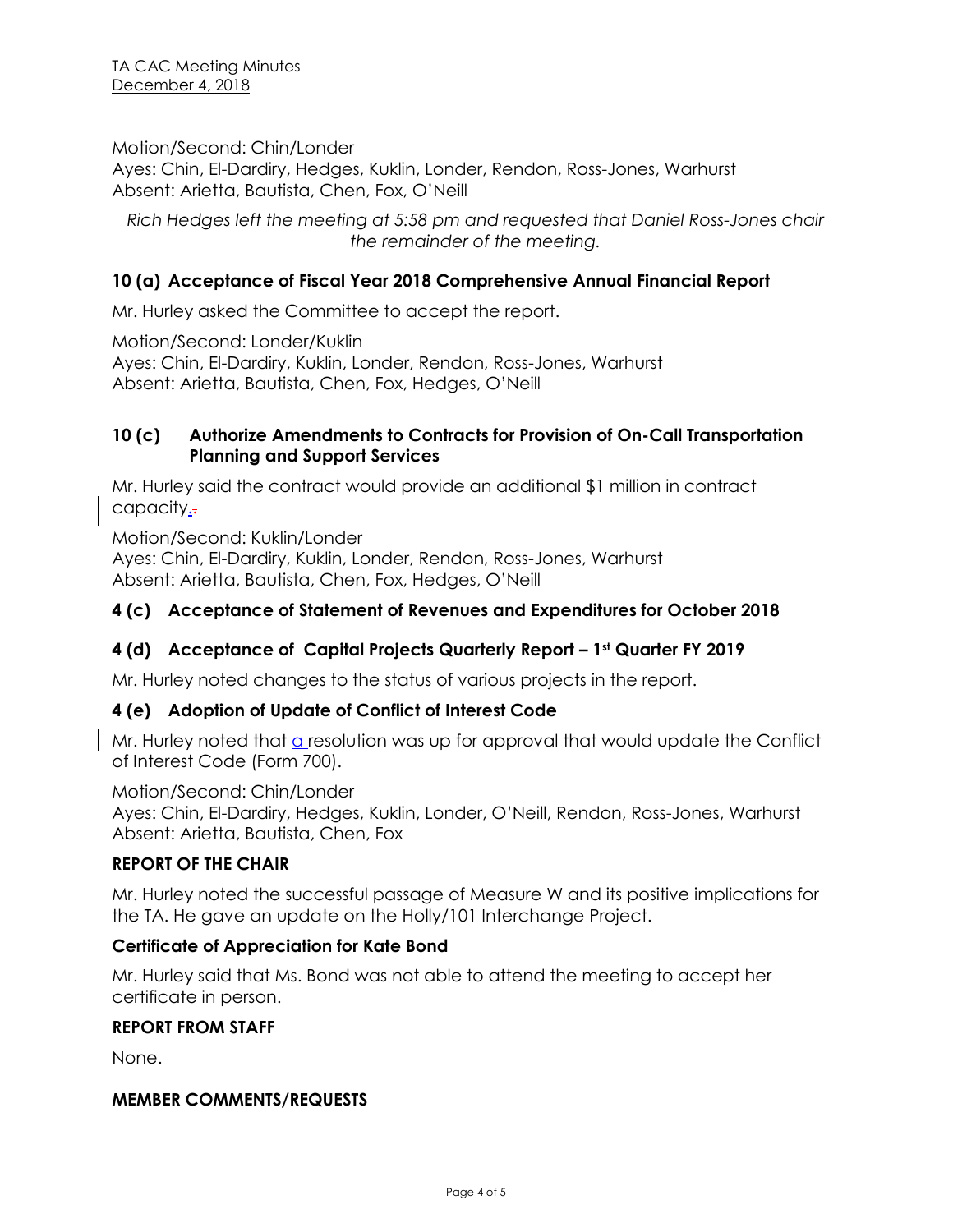Motion/Second: Chin/Londer
Ayes: Chin, El-Dardiry, Hedges, Kuklin, Londer, Rendon, Ross-Jones, Warhurst
Absent: Arietta, Bautista, Chen, Fox, O'Neill

*Rich Hedges left the meeting at 5:58 pm and requested that Daniel Ross-Jones chair the remainder of the meeting.*

### 10 (a) Acceptance of Fiscal Year 2018 Comprehensive Annual Financial Report

Mr. Hurley asked the Committee to accept the report.

Motion/Second: Londer/Kuklin
Ayes: Chin, El-Dardiry, Kuklin, Londer, Rendon, Ross-Jones, Warhurst
Absent: Arietta, Bautista, Chen, Fox, Hedges, O'Neill

### 10 (c) Authorize Amendments to Contracts for Provision of On-Call Transportation Planning and Support Services

Mr. Hurley said the contract would provide an additional $1 million in contract capacity.

Motion/Second: Kuklin/Londer
Ayes: Chin, El-Dardiry, Kuklin, Londer, Rendon, Ross-Jones, Warhurst
Absent: Arietta, Bautista, Chen, Fox, Hedges, O'Neill

### 4 (c) Acceptance of Statement of Revenues and Expenditures for October 2018

### 4 (d) Acceptance of Capital Projects Quarterly Report – 1st Quarter FY 2019

Mr. Hurley noted changes to the status of various projects in the report.

### 4 (e) Adoption of Update of Conflict of Interest Code

Mr. Hurley noted that a resolution was up for approval that would update the Conflict of Interest Code (Form 700).

Motion/Second: Chin/Londer
Ayes: Chin, El-Dardiry, Hedges, Kuklin, Londer, O'Neill, Rendon, Ross-Jones, Warhurst
Absent: Arietta, Bautista, Chen, Fox

### REPORT OF THE CHAIR

Mr. Hurley noted the successful passage of Measure W and its positive implications for the TA. He gave an update on the Holly/101 Interchange Project.

### Certificate of Appreciation for Kate Bond

Mr. Hurley said that Ms. Bond was not able to attend the meeting to accept her certificate in person.

### REPORT FROM STAFF

None.

### MEMBER COMMENTS/REQUESTS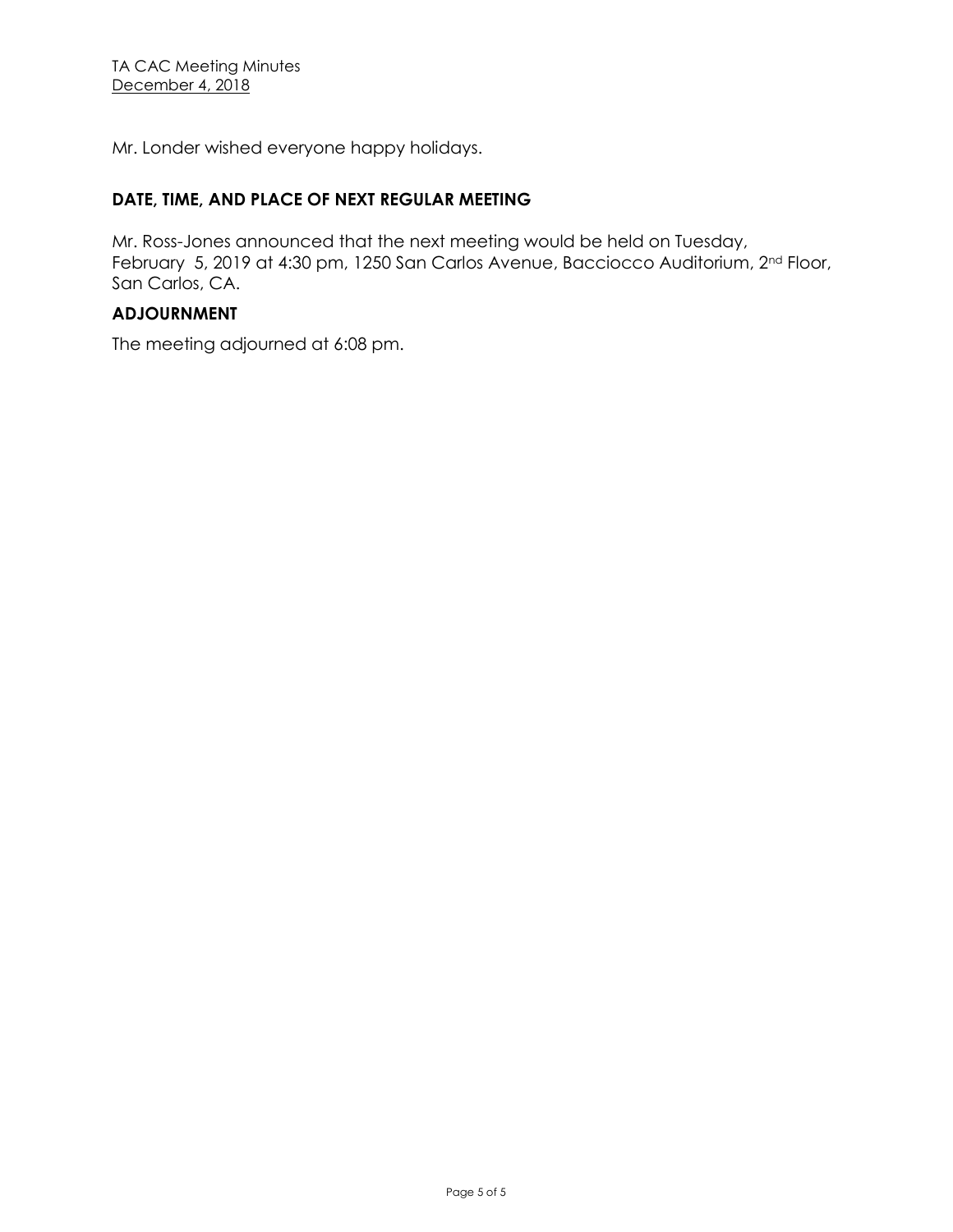Mr. Londer wished everyone happy holidays.

## DATE, TIME, AND PLACE OF NEXT REGULAR MEETING

Mr. Ross-Jones announced that the next meeting would be held on Tuesday, February 5, 2019 at 4:30 pm, 1250 San Carlos Avenue, Bacciocco Auditorium, 2nd Floor, San Carlos, CA.

## ADJOURNMENT

The meeting adjourned at 6:08 pm.